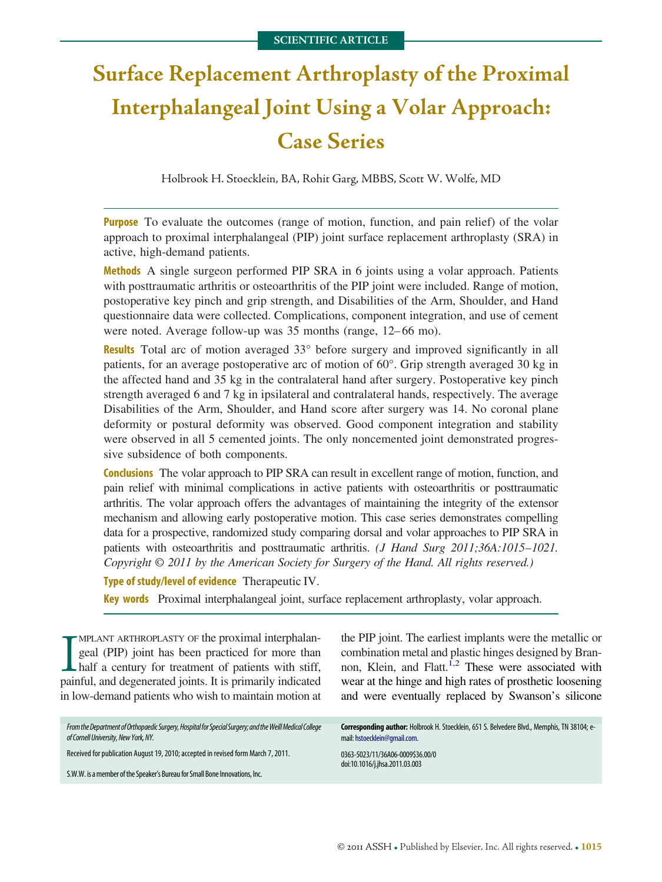SCIENTIFIC ARTICLE

# Surface Replacement Arthroplasty of the Proximal Interphalangeal Joint Using a Volar Approach: Case Series

Holbrook H. Stoecklein, BA, Rohit Garg, MBBS, Scott W. Wolfe, MD

**Purpose** To evaluate the outcomes (range of motion, function, and pain relief) of the volar approach to proximal interphalangeal (PIP) joint surface replacement arthroplasty (SRA) in active, high-demand patients.

**Methods** A single surgeon performed PIP SRA in 6 joints using a volar approach. Patients with posttraumatic arthritis or osteoarthritis of the PIP joint were included. Range of motion, postoperative key pinch and grip strength, and Disabilities of the Arm, Shoulder, and Hand questionnaire data were collected. Complications, component integration, and use of cement were noted. Average follow-up was 35 months (range, 12–66 mo).

**Results** Total arc of motion averaged 33° before surgery and improved significantly in all patients, for an average postoperative arc of motion of 60°. Grip strength averaged 30 kg in the affected hand and 35 kg in the contralateral hand after surgery. Postoperative key pinch strength averaged 6 and 7 kg in ipsilateral and contralateral hands, respectively. The average Disabilities of the Arm, Shoulder, and Hand score after surgery was 14. No coronal plane deformity or postural deformity was observed. Good component integration and stability were observed in all 5 cemented joints. The only noncemented joint demonstrated progressive subsidence of both components.

**Conclusions** The volar approach to PIP SRA can result in excellent range of motion, function, and pain relief with minimal complications in active patients with osteoarthritis or posttraumatic arthritis. The volar approach offers the advantages of maintaining the integrity of the extensor mechanism and allowing early postoperative motion. This case series demonstrates compelling data for a prospective, randomized study comparing dorsal and volar approaches to PIP SRA in patients with osteoarthritis and posttraumatic arthritis. *(J Hand Surg 2011;36A:1015–1021. Copyright © 2011 by the American Society for Surgery of the Hand. All rights reserved.)*

**Type of study/level of evidence** Therapeutic IV.

**Key words** Proximal interphalangeal joint, surface replacement arthroplasty, volar approach.

Implant arthroplasty of the proximal interphalangeal (PIP) joint has been practiced for more than half a century for treatment of patients with stiff, painful, and degenerated joints. It is primarily indicated in low-demand patients who wish to maintain motion at the PIP joint. The earliest implants were the metallic or combination metal and plastic hinges designed by Brannon, Klein, and Flatt.[1,2] These were associated with wear at the hinge and high rates of prosthetic loosening and were eventually replaced by Swanson's silicone

*From the Department of Orthopaedic Surgery, Hospital for Special Surgery; and the Weill Medical College of Cornell University, New York, NY.*

Received for publication August 19, 2010; accepted in revised form March 7, 2011.

S.W.W. is a member of the Speaker's Bureau for Small Bone Innovations, Inc.

**Corresponding author:** Holbrook H. Stoecklein, 651 S. Belvedere Blvd., Memphis, TN 38104; e-mail: hstoecklein@gmail.com.

0363-5023/11/36A06-0009$36.00/0
doi:10.1016/j.jhsa.2011.03.003

© 2011 ASSH • Published by Elsevier, Inc. All rights reserved.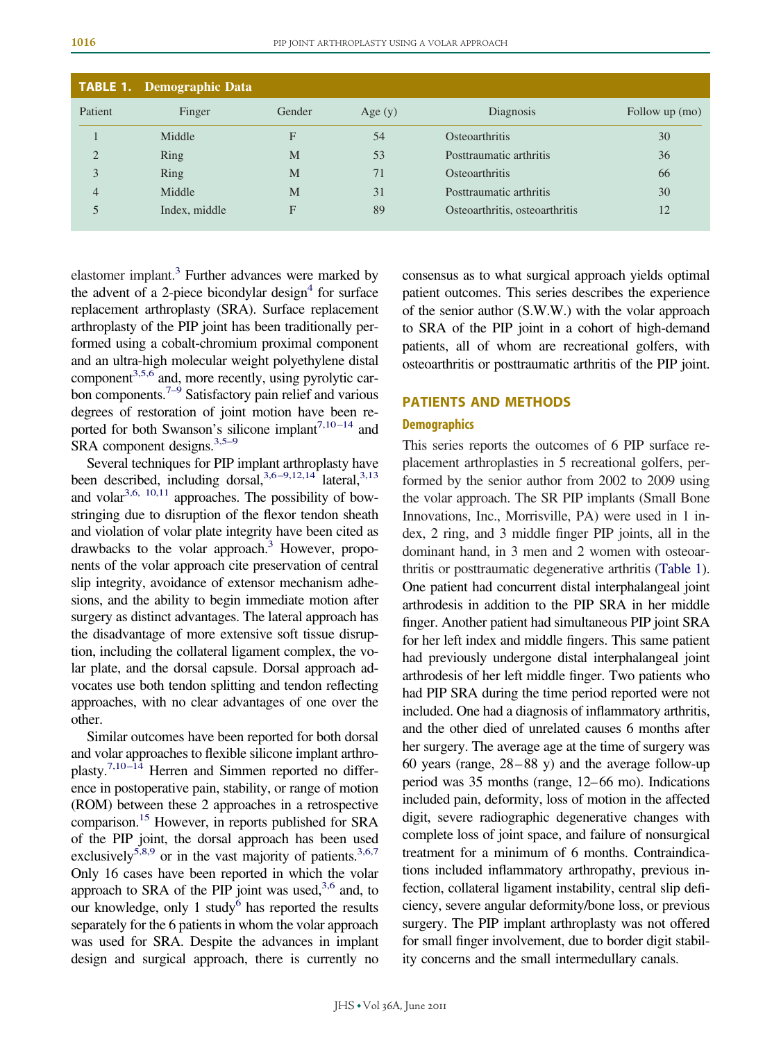**TABLE 1. Demographic Data**

| Patient | Finger | Gender | Age (y) | Diagnosis | Follow up (mo) |
|---|---|---|---|---|---|
| 1 | Middle | F | 54 | Osteoarthritis | 30 |
| 2 | Ring | M | 53 | Posttraumatic arthritis | 36 |
| 3 | Ring | M | 71 | Osteoarthritis | 66 |
| 4 | Middle | M | 31 | Posttraumatic arthritis | 30 |
| 5 | Index, middle | F | 89 | Osteoarthritis, osteoarthritis | 12 |

elastomer implant.[3] Further advances were marked by the advent of a 2-piece bicondylar design[4] for surface replacement arthroplasty (SRA). Surface replacement arthroplasty of the PIP joint has been traditionally performed using a cobalt-chromium proximal component and an ultra-high molecular weight polyethylene distal component[3,5,6] and, more recently, using pyrolytic carbon components.[7–9] Satisfactory pain relief and various degrees of restoration of joint motion have been reported for both Swanson's silicone implant[7,10–14] and SRA component designs.[3,5–9]

Several techniques for PIP implant arthroplasty have been described, including dorsal,[3,6–9,12,14] lateral,[3,13] and volar[3,6, 10,11] approaches. The possibility of bowstringing due to disruption of the flexor tendon sheath and violation of volar plate integrity have been cited as drawbacks to the volar approach.[3] However, proponents of the volar approach cite preservation of central slip integrity, avoidance of extensor mechanism adhesions, and the ability to begin immediate motion after surgery as distinct advantages. The lateral approach has the disadvantage of more extensive soft tissue disruption, including the collateral ligament complex, the volar plate, and the dorsal capsule. Dorsal approach advocates use both tendon splitting and tendon reflecting approaches, with no clear advantages of one over the other.

Similar outcomes have been reported for both dorsal and volar approaches to flexible silicone implant arthroplasty.[7,10–14] Herren and Simmen reported no difference in postoperative pain, stability, or range of motion (ROM) between these 2 approaches in a retrospective comparison.[15] However, in reports published for SRA of the PIP joint, the dorsal approach has been used exclusively[5,8,9] or in the vast majority of patients.[3,6,7] Only 16 cases have been reported in which the volar approach to SRA of the PIP joint was used,[3,6] and, to our knowledge, only 1 study[6] has reported the results separately for the 6 patients in whom the volar approach was used for SRA. Despite the advances in implant design and surgical approach, there is currently no consensus as to what surgical approach yields optimal patient outcomes. This series describes the experience of the senior author (S.W.W.) with the volar approach to SRA of the PIP joint in a cohort of high-demand patients, all of whom are recreational golfers, with osteoarthritis or posttraumatic arthritis of the PIP joint.

## PATIENTS AND METHODS

### Demographics

This series reports the outcomes of 6 PIP surface replacement arthroplasties in 5 recreational golfers, performed by the senior author from 2002 to 2009 using the volar approach. The SR PIP implants (Small Bone Innovations, Inc., Morrisville, PA) were used in 1 index, 2 ring, and 3 middle finger PIP joints, all in the dominant hand, in 3 men and 2 women with osteoarthritis or posttraumatic degenerative arthritis (Table 1). One patient had concurrent distal interphalangeal joint arthrodesis in addition to the PIP SRA in her middle finger. Another patient had simultaneous PIP joint SRA for her left index and middle fingers. This same patient had previously undergone distal interphalangeal joint arthrodesis of her left middle finger. Two patients who had PIP SRA during the time period reported were not included. One had a diagnosis of inflammatory arthritis, and the other died of unrelated causes 6 months after her surgery. The average age at the time of surgery was 60 years (range, 28–88 y) and the average follow-up period was 35 months (range, 12–66 mo). Indications included pain, deformity, loss of motion in the affected digit, severe radiographic degenerative changes with complete loss of joint space, and failure of nonsurgical treatment for a minimum of 6 months. Contraindications included inflammatory arthropathy, previous infection, collateral ligament instability, central slip deficiency, severe angular deformity/bone loss, or previous surgery. The PIP implant arthroplasty was not offered for small finger involvement, due to border digit stability concerns and the small intermedullary canals.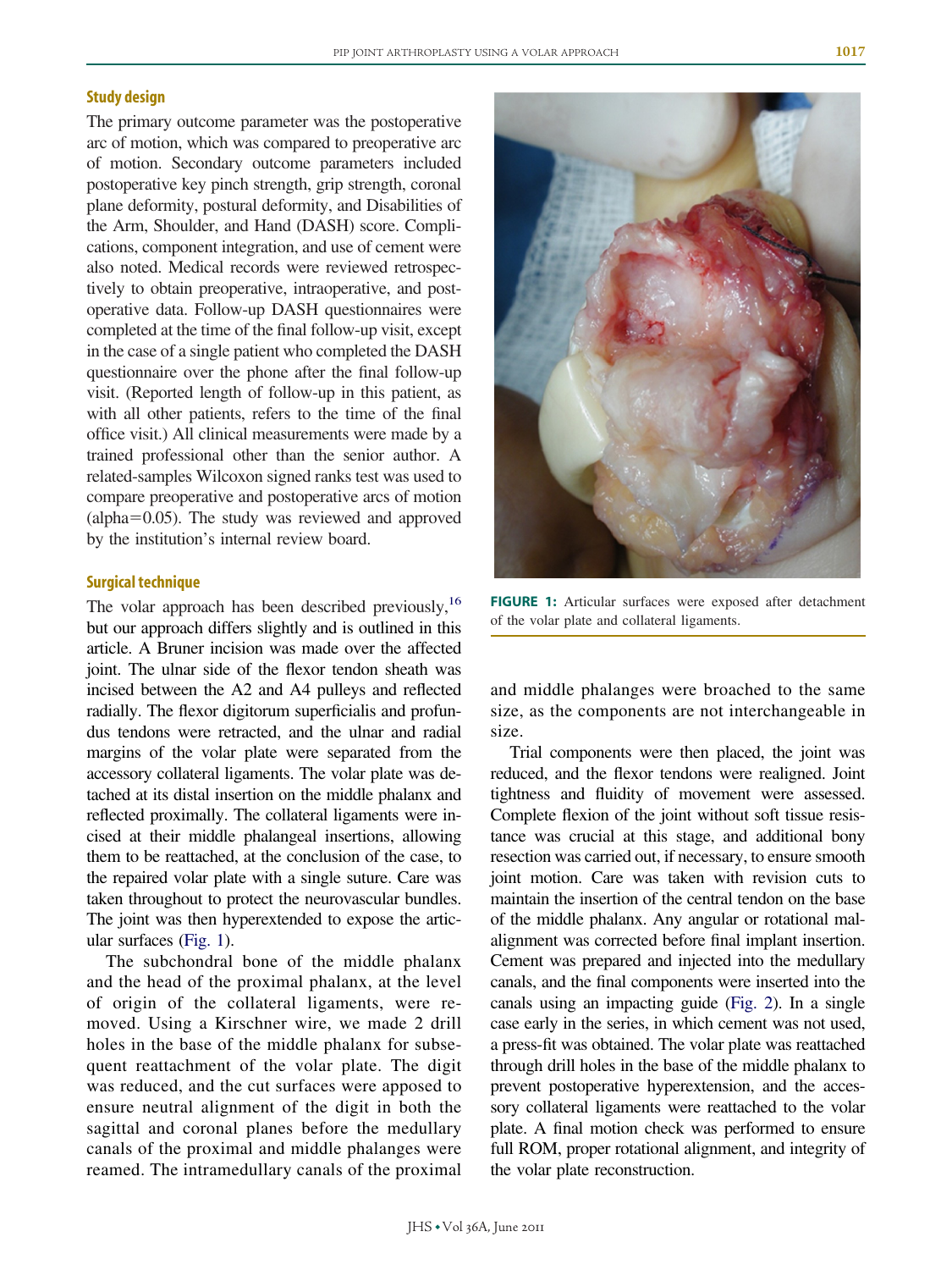### Study design

The primary outcome parameter was the postoperative arc of motion, which was compared to preoperative arc of motion. Secondary outcome parameters included postoperative key pinch strength, grip strength, coronal plane deformity, postural deformity, and Disabilities of the Arm, Shoulder, and Hand (DASH) score. Complications, component integration, and use of cement were also noted. Medical records were reviewed retrospectively to obtain preoperative, intraoperative, and postoperative data. Follow-up DASH questionnaires were completed at the time of the final follow-up visit, except in the case of a single patient who completed the DASH questionnaire over the phone after the final follow-up visit. (Reported length of follow-up in this patient, as with all other patients, refers to the time of the final office visit.) All clinical measurements were made by a trained professional other than the senior author. A related-samples Wilcoxon signed ranks test was used to compare preoperative and postoperative arcs of motion (alpha=0.05). The study was reviewed and approved by the institution's internal review board.

### Surgical technique

The volar approach has been described previously,[16] but our approach differs slightly and is outlined in this article. A Bruner incision was made over the affected joint. The ulnar side of the flexor tendon sheath was incised between the A2 and A4 pulleys and reflected radially. The flexor digitorum superficialis and profundus tendons were retracted, and the ulnar and radial margins of the volar plate were separated from the accessory collateral ligaments. The volar plate was detached at its distal insertion on the middle phalanx and reflected proximally. The collateral ligaments were incised at their middle phalangeal insertions, allowing them to be reattached, at the conclusion of the case, to the repaired volar plate with a single suture. Care was taken throughout to protect the neurovascular bundles. The joint was then hyperextended to expose the articular surfaces (Fig. 1).

The subchondral bone of the middle phalanx and the head of the proximal phalanx, at the level of origin of the collateral ligaments, were removed. Using a Kirschner wire, we made 2 drill holes in the base of the middle phalanx for subsequent reattachment of the volar plate. The digit was reduced, and the cut surfaces were apposed to ensure neutral alignment of the digit in both the sagittal and coronal planes before the medullary canals of the proximal and middle phalanges were reamed. The intramedullary canals of the proximal and middle phalanges were broached to the same size, as the components are not interchangeable in size.

**FIGURE 1:** Articular surfaces were exposed after detachment of the volar plate and collateral ligaments.

Trial components were then placed, the joint was reduced, and the flexor tendons were realigned. Joint tightness and fluidity of movement were assessed. Complete flexion of the joint without soft tissue resistance was crucial at this stage, and additional bony resection was carried out, if necessary, to ensure smooth joint motion. Care was taken with revision cuts to maintain the insertion of the central tendon on the base of the middle phalanx. Any angular or rotational malalignment was corrected before final implant insertion. Cement was prepared and injected into the medullary canals, and the final components were inserted into the canals using an impacting guide (Fig. 2). In a single case early in the series, in which cement was not used, a press-fit was obtained. The volar plate was reattached through drill holes in the base of the middle phalanx to prevent postoperative hyperextension, and the accessory collateral ligaments were reattached to the volar plate. A final motion check was performed to ensure full ROM, proper rotational alignment, and integrity of the volar plate reconstruction.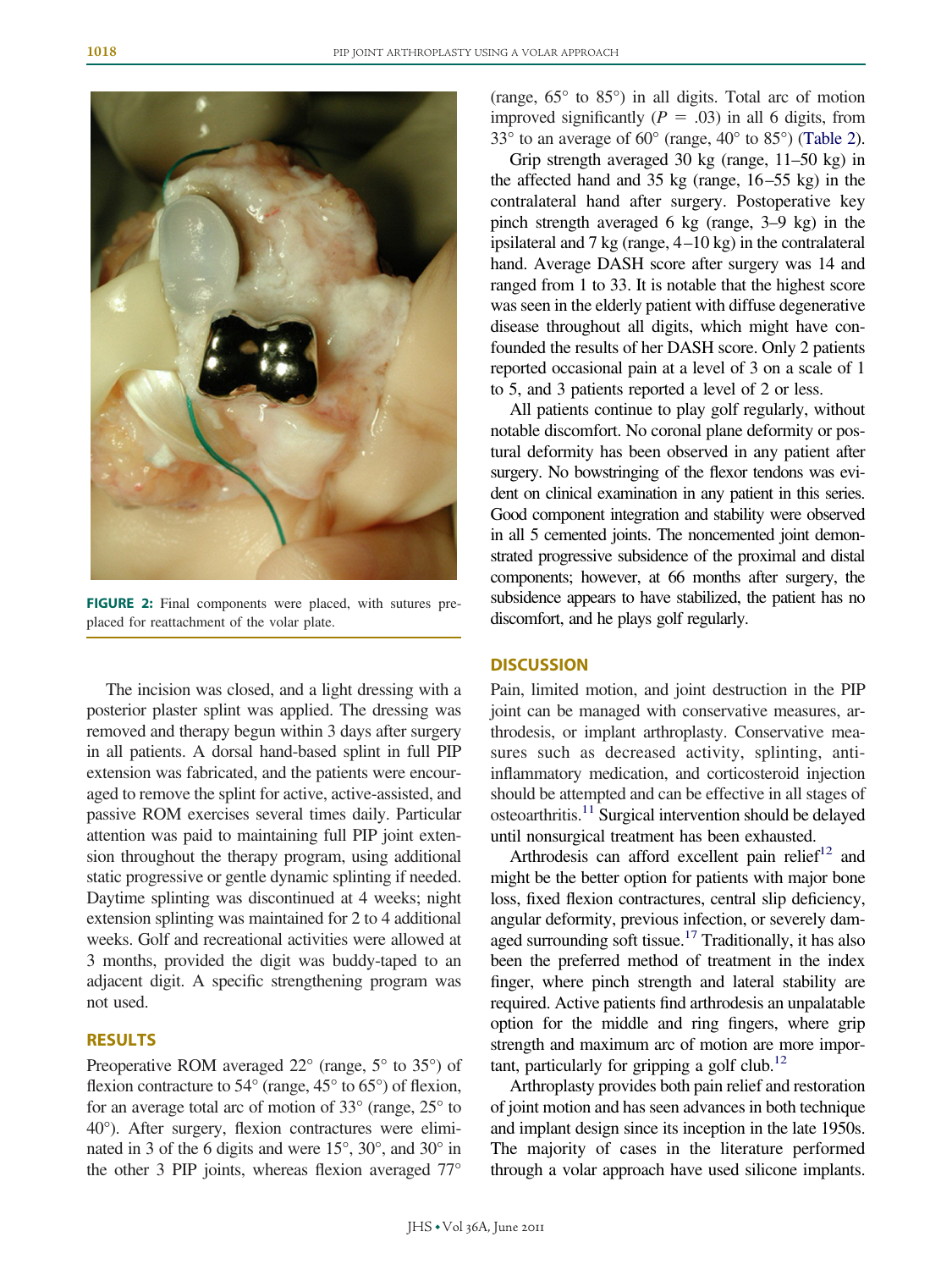FIGURE 2: Final components were placed, with sutures preplaced for reattachment of the volar plate.

The incision was closed, and a light dressing with a posterior plaster splint was applied. The dressing was removed and therapy begun within 3 days after surgery in all patients. A dorsal hand-based splint in full PIP extension was fabricated, and the patients were encouraged to remove the splint for active, active-assisted, and passive ROM exercises several times daily. Particular attention was paid to maintaining full PIP joint extension throughout the therapy program, using additional static progressive or gentle dynamic splinting if needed. Daytime splinting was discontinued at 4 weeks; night extension splinting was maintained for 2 to 4 additional weeks. Golf and recreational activities were allowed at 3 months, provided the digit was buddy-taped to an adjacent digit. A specific strengthening program was not used.

## RESULTS

Preoperative ROM averaged 22° (range, 5° to 35°) of flexion contracture to 54° (range, 45° to 65°) of flexion, for an average total arc of motion of 33° (range, 25° to 40°). After surgery, flexion contractures were eliminated in 3 of the 6 digits and were 15°, 30°, and 30° in the other 3 PIP joints, whereas flexion averaged 77° (range, 65° to 85°) in all digits. Total arc of motion improved significantly ($P = .03$) in all 6 digits, from 33° to an average of 60° (range, 40° to 85°) (Table 2).

Grip strength averaged 30 kg (range, 11–50 kg) in the affected hand and 35 kg (range, 16–55 kg) in the contralateral hand after surgery. Postoperative key pinch strength averaged 6 kg (range, 3–9 kg) in the ipsilateral and 7 kg (range, 4–10 kg) in the contralateral hand. Average DASH score after surgery was 14 and ranged from 1 to 33. It is notable that the highest score was seen in the elderly patient with diffuse degenerative disease throughout all digits, which might have confounded the results of her DASH score. Only 2 patients reported occasional pain at a level of 3 on a scale of 1 to 5, and 3 patients reported a level of 2 or less.

All patients continue to play golf regularly, without notable discomfort. No coronal plane deformity or postural deformity has been observed in any patient after surgery. No bowstringing of the flexor tendons was evident on clinical examination in any patient in this series. Good component integration and stability were observed in all 5 cemented joints. The noncemented joint demonstrated progressive subsidence of the proximal and distal components; however, at 66 months after surgery, the subsidence appears to have stabilized, the patient has no discomfort, and he plays golf regularly.

## DISCUSSION

Pain, limited motion, and joint destruction in the PIP joint can be managed with conservative measures, arthrodesis, or implant arthroplasty. Conservative measures such as decreased activity, splinting, anti-inflammatory medication, and corticosteroid injection should be attempted and can be effective in all stages of osteoarthritis.[11] Surgical intervention should be delayed until nonsurgical treatment has been exhausted.

Arthrodesis can afford excellent pain relief[12] and might be the better option for patients with major bone loss, fixed flexion contractures, central slip deficiency, angular deformity, previous infection, or severely damaged surrounding soft tissue.[17] Traditionally, it has also been the preferred method of treatment in the index finger, where pinch strength and lateral stability are required. Active patients find arthrodesis an unpalatable option for the middle and ring fingers, where grip strength and maximum arc of motion are more important, particularly for gripping a golf club.[12]

Arthroplasty provides both pain relief and restoration of joint motion and has seen advances in both technique and implant design since its inception in the late 1950s. The majority of cases in the literature performed through a volar approach have used silicone implants.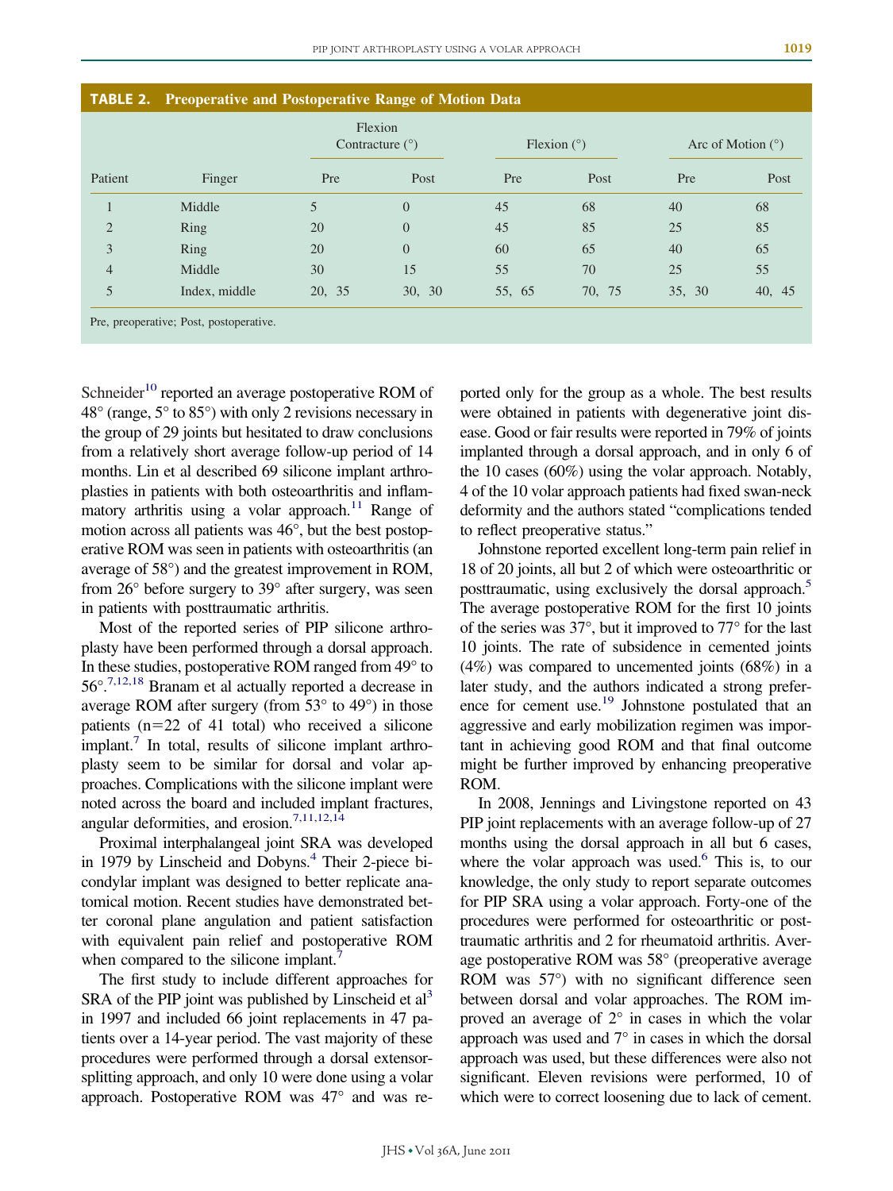**TABLE 2. Preoperative and Postoperative Range of Motion Data**

| Patient | Finger | Flexion Contracture (°) | | Flexion (°) | | Arc of Motion (°) | |
|---|---|---|---|---|---|---|---|
| | | Pre | Post | Pre | Post | Pre | Post |
| 1 | Middle | 5 | 0 | 45 | 68 | 40 | 68 |
| 2 | Ring | 20 | 0 | 45 | 85 | 25 | 85 |
| 3 | Ring | 20 | 0 | 60 | 65 | 40 | 65 |
| 4 | Middle | 30 | 15 | 55 | 70 | 25 | 55 |
| 5 | Index, middle | 20, 35 | 30, 30 | 55, 65 | 70, 75 | 35, 30 | 40, 45 |

Pre, preoperative; Post, postoperative.

Schneider[10] reported an average postoperative ROM of 48° (range, 5° to 85°) with only 2 revisions necessary in the group of 29 joints but hesitated to draw conclusions from a relatively short average follow-up period of 14 months. Lin et al described 69 silicone implant arthroplasties in patients with both osteoarthritis and inflammatory arthritis using a volar approach.[11] Range of motion across all patients was 46°, but the best postoperative ROM was seen in patients with osteoarthritis (an average of 58°) and the greatest improvement in ROM, from 26° before surgery to 39° after surgery, was seen in patients with posttraumatic arthritis.

Most of the reported series of PIP silicone arthroplasty have been performed through a dorsal approach. In these studies, postoperative ROM ranged from 49° to 56°.[7,12,18] Branam et al actually reported a decrease in average ROM after surgery (from 53° to 49°) in those patients (n=22 of 41 total) who received a silicone implant.[7] In total, results of silicone implant arthroplasty seem to be similar for dorsal and volar approaches. Complications with the silicone implant were noted across the board and included implant fractures, angular deformities, and erosion.[7,11,12,14]

Proximal interphalangeal joint SRA was developed in 1979 by Linscheid and Dobyns.[4] Their 2-piece bicondylar implant was designed to better replicate anatomical motion. Recent studies have demonstrated better coronal plane angulation and patient satisfaction with equivalent pain relief and postoperative ROM when compared to the silicone implant.[7]

The first study to include different approaches for SRA of the PIP joint was published by Linscheid et al[3] in 1997 and included 66 joint replacements in 47 patients over a 14-year period. The vast majority of these procedures were performed through a dorsal extensor-splitting approach, and only 10 were done using a volar approach. Postoperative ROM was 47° and was reported only for the group as a whole. The best results were obtained in patients with degenerative joint disease. Good or fair results were reported in 79% of joints implanted through a dorsal approach, and in only 6 of the 10 cases (60%) using the volar approach. Notably, 4 of the 10 volar approach patients had fixed swan-neck deformity and the authors stated "complications tended to reflect preoperative status."

Johnstone reported excellent long-term pain relief in 18 of 20 joints, all but 2 of which were osteoarthritic or posttraumatic, using exclusively the dorsal approach.[5] The average postoperative ROM for the first 10 joints of the series was 37°, but it improved to 77° for the last 10 joints. The rate of subsidence in cemented joints (4%) was compared to uncemented joints (68%) in a later study, and the authors indicated a strong preference for cement use.[19] Johnstone postulated that an aggressive and early mobilization regimen was important in achieving good ROM and that final outcome might be further improved by enhancing preoperative ROM.

In 2008, Jennings and Livingstone reported on 43 PIP joint replacements with an average follow-up of 27 months using the dorsal approach in all but 6 cases, where the volar approach was used.[6] This is, to our knowledge, the only study to report separate outcomes for PIP SRA using a volar approach. Forty-one of the procedures were performed for osteoarthritic or posttraumatic arthritis and 2 for rheumatoid arthritis. Average postoperative ROM was 58° (preoperative average ROM was 57°) with no significant difference seen between dorsal and volar approaches. The ROM improved an average of 2° in cases in which the volar approach was used and 7° in cases in which the dorsal approach was used, but these differences were also not significant. Eleven revisions were performed, 10 of which were to correct loosening due to lack of cement.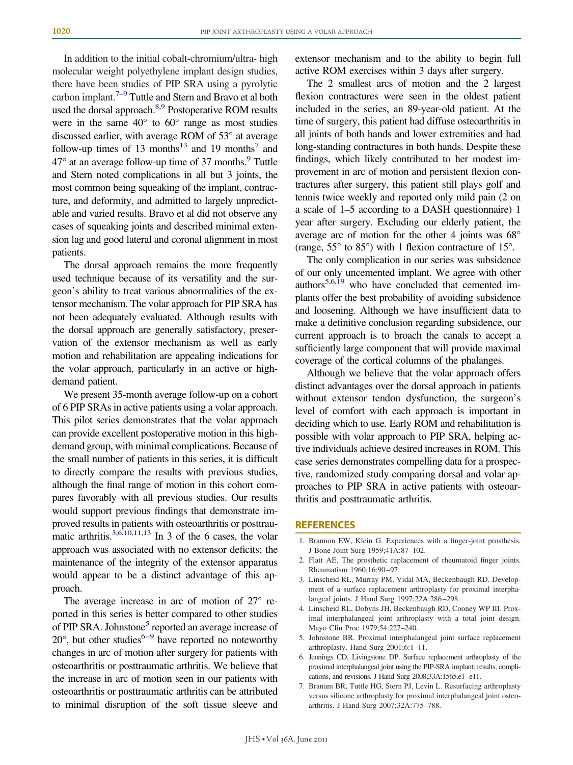In addition to the initial cobalt-chromium/ultra- high molecular weight polyethylene implant design studies, there have been studies of PIP SRA using a pyrolytic carbon implant.[7–9] Tuttle and Stern and Bravo et al both used the dorsal approach.[8,9] Postoperative ROM results were in the same 40° to 60° range as most studies discussed earlier, with average ROM of 53° at average follow-up times of 13 months[13] and 19 months[7] and 47° at an average follow-up time of 37 months.[9] Tuttle and Stern noted complications in all but 3 joints, the most common being squeaking of the implant, contracture, and deformity, and admitted to largely unpredictable and varied results. Bravo et al did not observe any cases of squeaking joints and described minimal extension lag and good lateral and coronal alignment in most patients.

The dorsal approach remains the more frequently used technique because of its versatility and the surgeon's ability to treat various abnormalities of the extensor mechanism. The volar approach for PIP SRA has not been adequately evaluated. Although results with the dorsal approach are generally satisfactory, preservation of the extensor mechanism as well as early motion and rehabilitation are appealing indications for the volar approach, particularly in an active or high-demand patient.

We present 35-month average follow-up on a cohort of 6 PIP SRAs in active patients using a volar approach. This pilot series demonstrates that the volar approach can provide excellent postoperative motion in this high-demand group, with minimal complications. Because of the small number of patients in this series, it is difficult to directly compare the results with previous studies, although the final range of motion in this cohort compares favorably with all previous studies. Our results would support previous findings that demonstrate improved results in patients with osteoarthritis or posttraumatic arthritis.[3,6,10,11,13] In 3 of the 6 cases, the volar approach was associated with no extensor deficits; the maintenance of the integrity of the extensor apparatus would appear to be a distinct advantage of this approach.

The average increase in arc of motion of 27° reported in this series is better compared to other studies of PIP SRA. Johnstone[5] reported an average increase of 20°, but other studies[6–9] have reported no noteworthy changes in arc of motion after surgery for patients with osteoarthritis or posttraumatic arthritis. We believe that the increase in arc of motion seen in our patients with osteoarthritis or posttraumatic arthritis can be attributed to minimal disruption of the soft tissue sleeve and extensor mechanism and to the ability to begin full active ROM exercises within 3 days after surgery.

The 2 smallest arcs of motion and the 2 largest flexion contractures were seen in the oldest patient included in the series, an 89-year-old patient. At the time of surgery, this patient had diffuse osteoarthritis in all joints of both hands and lower extremities and had long-standing contractures in both hands. Despite these findings, which likely contributed to her modest improvement in arc of motion and persistent flexion contractures after surgery, this patient still plays golf and tennis twice weekly and reported only mild pain (2 on a scale of 1–5 according to a DASH questionnaire) 1 year after surgery. Excluding our elderly patient, the average arc of motion for the other 4 joints was 68° (range, 55° to 85°) with 1 flexion contracture of 15°.

The only complication in our series was subsidence of our only uncemented implant. We agree with other authors[5,6,19] who have concluded that cemented implants offer the best probability of avoiding subsidence and loosening. Although we have insufficient data to make a definitive conclusion regarding subsidence, our current approach is to broach the canals to accept a sufficiently large component that will provide maximal coverage of the cortical columns of the phalanges.

Although we believe that the volar approach offers distinct advantages over the dorsal approach in patients without extensor tendon dysfunction, the surgeon's level of comfort with each approach is important in deciding which to use. Early ROM and rehabilitation is possible with volar approach to PIP SRA, helping active individuals achieve desired increases in ROM. This case series demonstrates compelling data for a prospective, randomized study comparing dorsal and volar approaches to PIP SRA in active patients with osteoarthritis and posttraumatic arthritis.

## REFERENCES

1. Brannon EW, Klein G. Experiences with a finger-joint prosthesis. J Bone Joint Surg 1959;41A:87–102.
2. Flatt AE. The prosthetic replacement of rheumatoid finger joints. Rheumatism 1960;16:90–97.
3. Linscheid RL, Murray PM, Vidal MA, Beckenbaugh RD. Development of a surface replacement arthroplasty for proximal interphalangeal joints. J Hand Surg 1997;22A:286–298.
4. Linscheid RL, Dobyns JH, Beckenbaugh RD, Cooney WP III. Proximal interphalangeal joint arthroplasty with a total joint design. Mayo Clin Proc 1979;54:227–240.
5. Johnstone BR. Proximal interphalangeal joint surface replacement arthroplasty. Hand Surg 2001;6:1–11.
6. Jennings CD, Livingstone DP. Surface replacement arthroplasty of the proximal interphalangeal joint using the PIP-SRA implant: results, complications, and revisions. J Hand Surg 2008;33A:1565.e1–e11.
7. Branam BR, Tuttle HG, Stern PJ, Levin L. Resurfacing arthroplasty versus silicone arthroplasty for proximal interphalangeal joint osteoarthritis. J Hand Surg 2007;32A:775–788.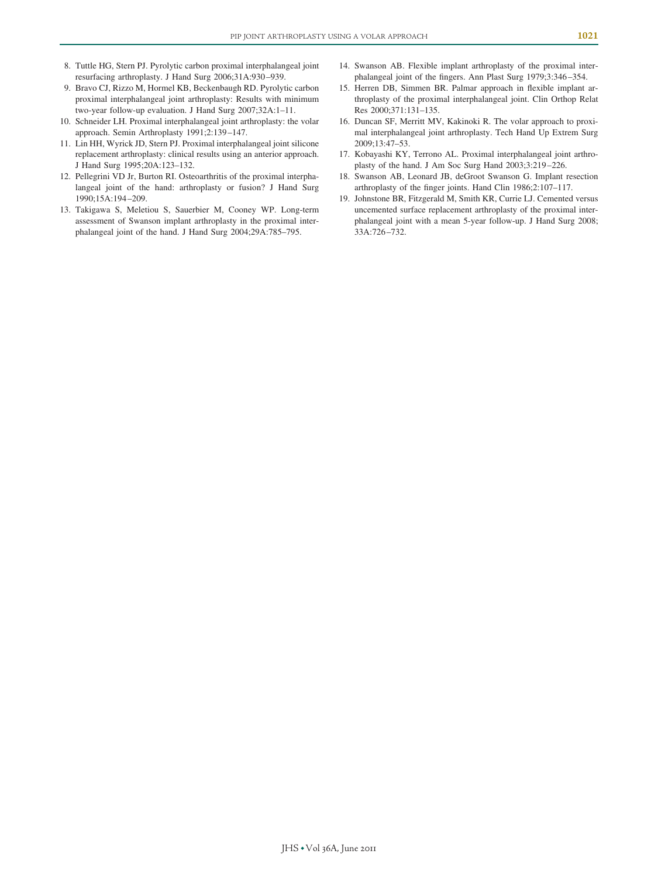8. Tuttle HG, Stern PJ. Pyrolytic carbon proximal interphalangeal joint resurfacing arthroplasty. J Hand Surg 2006;31A:930–939.
9. Bravo CJ, Rizzo M, Hormel KB, Beckenbaugh RD. Pyrolytic carbon proximal interphalangeal joint arthroplasty: Results with minimum two-year follow-up evaluation. J Hand Surg 2007;32A:1–11.
10. Schneider LH. Proximal interphalangeal joint arthroplasty: the volar approach. Semin Arthroplasty 1991;2:139–147.
11. Lin HH, Wyrick JD, Stern PJ. Proximal interphalangeal joint silicone replacement arthroplasty: clinical results using an anterior approach. J Hand Surg 1995;20A:123–132.
12. Pellegrini VD Jr, Burton RI. Osteoarthritis of the proximal interphalangeal joint of the hand: arthroplasty or fusion? J Hand Surg 1990;15A:194–209.
13. Takigawa S, Meletiou S, Sauerbier M, Cooney WP. Long-term assessment of Swanson implant arthroplasty in the proximal interphalangeal joint of the hand. J Hand Surg 2004;29A:785–795.
14. Swanson AB. Flexible implant arthroplasty of the proximal interphalangeal joint of the fingers. Ann Plast Surg 1979;3:346–354.
15. Herren DB, Simmen BR. Palmar approach in flexible implant arthroplasty of the proximal interphalangeal joint. Clin Orthop Relat Res 2000;371:131–135.
16. Duncan SF, Merritt MV, Kakinoki R. The volar approach to proximal interphalangeal joint arthroplasty. Tech Hand Up Extrem Surg 2009;13:47–53.
17. Kobayashi KY, Terrono AL. Proximal interphalangeal joint arthroplasty of the hand. J Am Soc Surg Hand 2003;3:219–226.
18. Swanson AB, Leonard JB, deGroot Swanson G. Implant resection arthroplasty of the finger joints. Hand Clin 1986;2:107–117.
19. Johnstone BR, Fitzgerald M, Smith KR, Currie LJ. Cemented versus uncemented surface replacement arthroplasty of the proximal interphalangeal joint with a mean 5-year follow-up. J Hand Surg 2008; 33A:726–732.